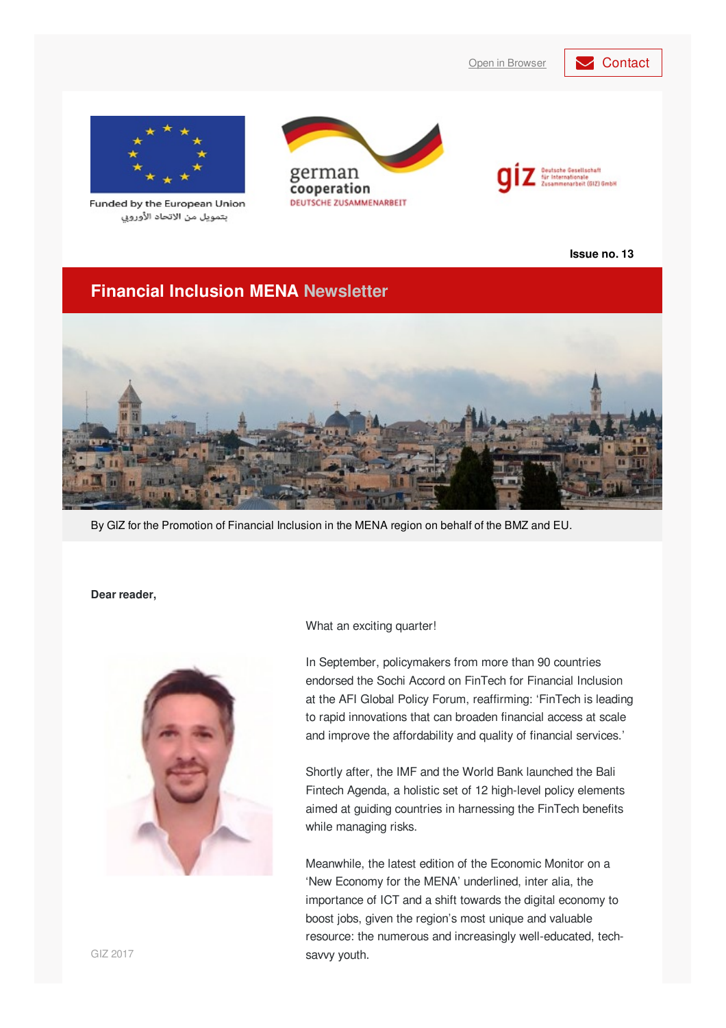Open in Browser | Contact

Funded by the European Union
بتمويل من الاتحاد الأوروبي

german cooperation
DEUTSCHE ZUSAMMENARBEIT

giz Deutsche Gesellschaft für Internationale Zusammenarbeit (GIZ) GmbH

**Issue no. 13**

# Financial Inclusion MENA Newsletter

By GIZ for the Promotion of Financial Inclusion in the MENA region on behalf of the BMZ and EU.

**Dear reader,**

What an exciting quarter!

In September, policymakers from more than 90 countries endorsed the Sochi Accord on FinTech for Financial Inclusion at the AFI Global Policy Forum, reaffirming: 'FinTech is leading to rapid innovations that can broaden financial access at scale and improve the affordability and quality of financial services.'

Shortly after, the IMF and the World Bank launched the Bali Fintech Agenda, a holistic set of 12 high-level policy elements aimed at guiding countries in harnessing the FinTech benefits while managing risks.

Meanwhile, the latest edition of the Economic Monitor on a 'New Economy for the MENA' underlined, inter alia, the importance of ICT and a shift towards the digital economy to boost jobs, given the region's most unique and valuable resource: the numerous and increasingly well-educated, tech-savvy youth.

GIZ 2017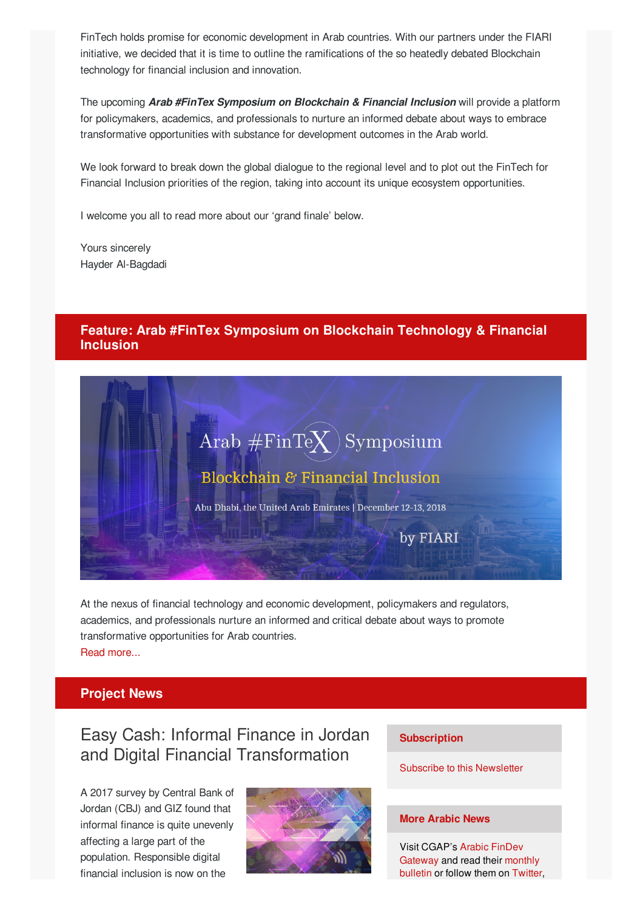FinTech holds promise for economic development in Arab countries. With our partners under the FIARI initiative, we decided that it is time to outline the ramifications of the so heatedly debated Blockchain technology for financial inclusion and innovation.

The upcoming ***Arab #FinTex Symposium on Blockchain & Financial Inclusion*** will provide a platform for policymakers, academics, and professionals to nurture an informed debate about ways to embrace transformative opportunities with substance for development outcomes in the Arab world.

We look forward to break down the global dialogue to the regional level and to plot out the FinTech for Financial Inclusion priorities of the region, taking into account its unique ecosystem opportunities.

I welcome you all to read more about our 'grand finale' below.

Yours sincerely
Hayder Al-Bagdadi

## Feature: Arab #FinTex Symposium on Blockchain Technology & Financial Inclusion

Arab #FinTeX Symposium

Blockchain & Financial Inclusion

Abu Dhabi, the United Arab Emirates | December 12-13, 2018

by FIARI

At the nexus of financial technology and economic development, policymakers and regulators, academics, and professionals nurture an informed and critical debate about ways to promote transformative opportunities for Arab countries.
Read more...

## Project News

### Easy Cash: Informal Finance in Jordan and Digital Financial Transformation

A 2017 survey by Central Bank of Jordan (CBJ) and GIZ found that informal finance is quite unevenly affecting a large part of the population. Responsible digital financial inclusion is now on the

**Subscription**

Subscribe to this Newsletter

**More Arabic News**

Visit CGAP's Arabic FinDev Gateway and read their monthly bulletin or follow them on Twitter,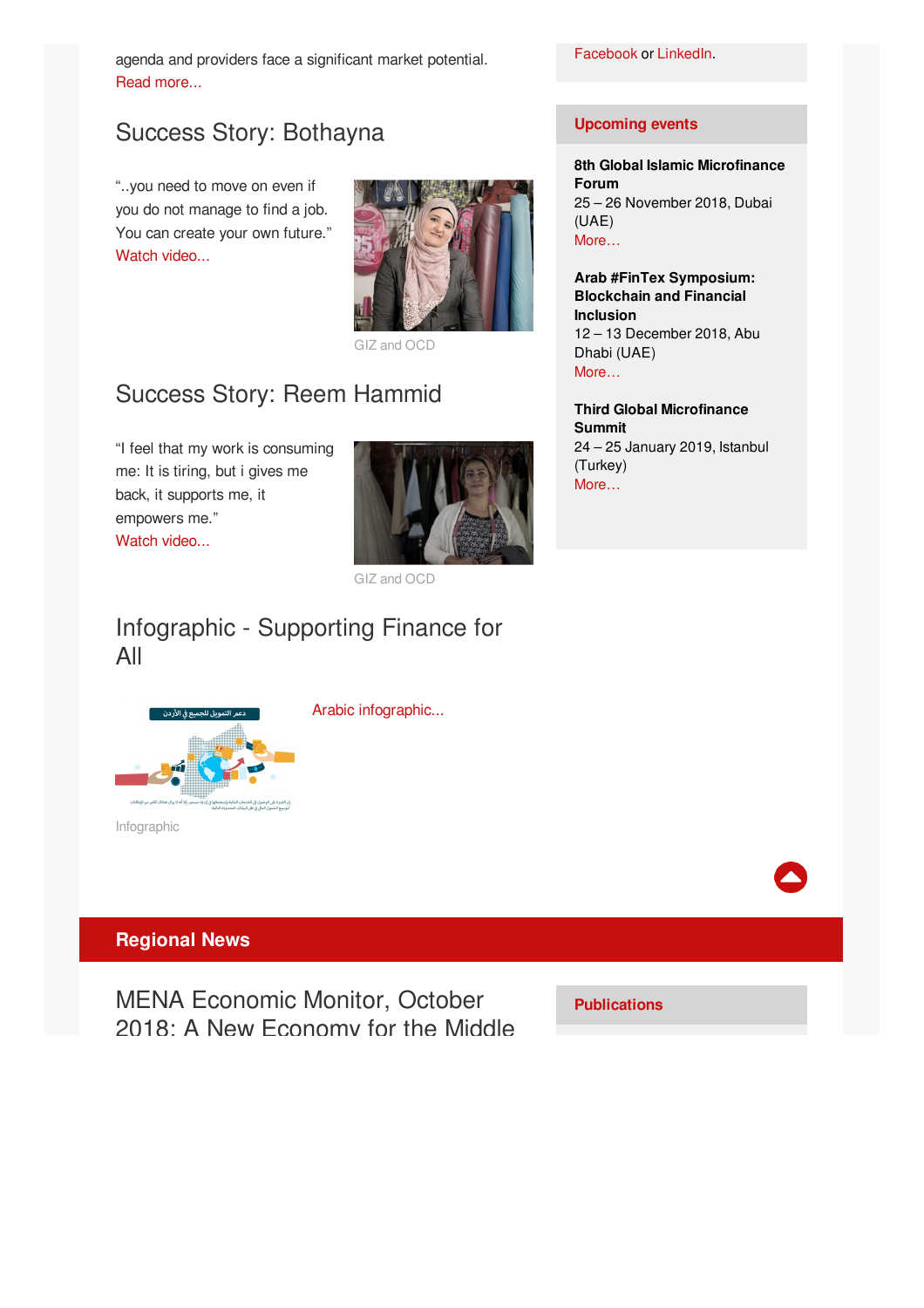agenda and providers face a significant market potential.
Read more...

## Success Story: Bothayna

"..you need to move on even if you do not manage to find a job. You can create your own future."
Watch video...

GIZ and OCD

## Success Story: Reem Hammid

"I feel that my work is consuming me: It is tiring, but i gives me back, it supports me, it empowers me."
Watch video...

GIZ and OCD

## Infographic - Supporting Finance for All

Arabic infographic...

Infographic

Facebook or LinkedIn.

**Upcoming events**

**8th Global Islamic Microfinance Forum**
25 – 26 November 2018, Dubai (UAE)
More…

**Arab #FinTex Symposium: Blockchain and Financial Inclusion**
12 – 13 December 2018, Abu Dhabi (UAE)
More…

**Third Global Microfinance Summit**
24 – 25 January 2019, Istanbul (Turkey)
More…

# Regional News

## MENA Economic Monitor, October 2018: A New Economy for the Middle

**Publications**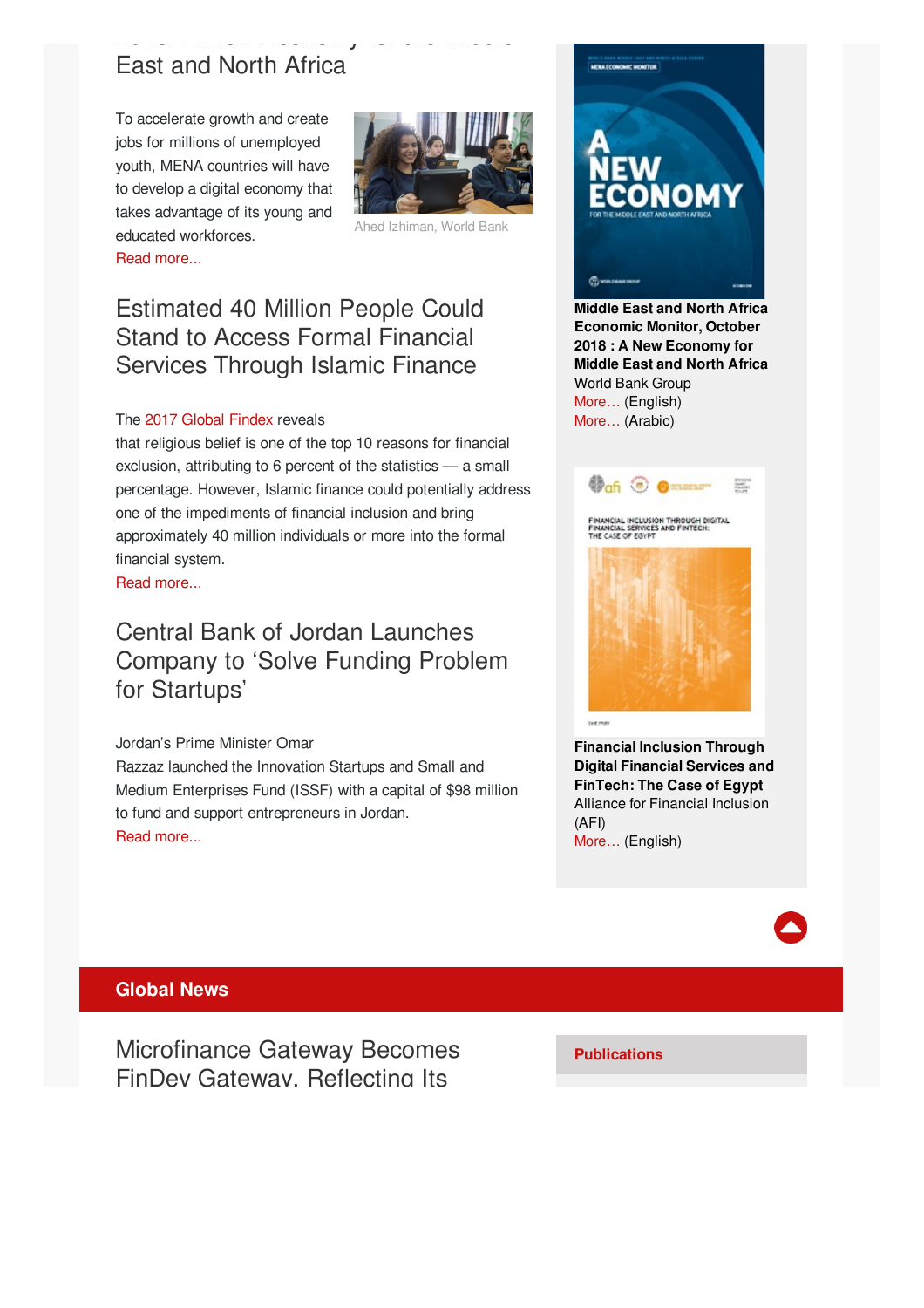## East and North Africa

To accelerate growth and create jobs for millions of unemployed youth, MENA countries will have to develop a digital economy that takes advantage of its young and educated workforces.

Ahed Izhiman, World Bank

Read more...

## Estimated 40 Million People Could Stand to Access Formal Financial Services Through Islamic Finance

The 2017 Global Findex reveals that religious belief is one of the top 10 reasons for financial exclusion, attributing to 6 percent of the statistics — a small percentage. However, Islamic finance could potentially address one of the impediments of financial inclusion and bring approximately 40 million individuals or more into the formal financial system.

Read more...

## Central Bank of Jordan Launches Company to ‘Solve Funding Problem for Startups’

Jordan’s Prime Minister Omar Razzaz launched the Innovation Startups and Small and Medium Enterprises Fund (ISSF) with a capital of $98 million to fund and support entrepreneurs in Jordan.

Read more...

**Middle East and North Africa Economic Monitor, October 2018 : A New Economy for Middle East and North Africa**
World Bank Group
More… (English)
More… (Arabic)

**Financial Inclusion Through Digital Financial Services and FinTech: The Case of Egypt**
Alliance for Financial Inclusion (AFI)
More… (English)

## Global News

## Microfinance Gateway Becomes FinDev Gateway, Reflecting Its

**Publications**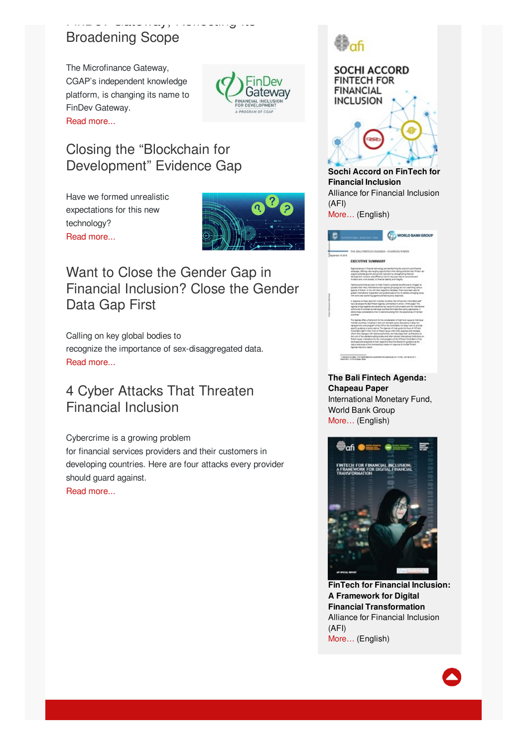## FinDev Gateway, Reflecting its Broadening Scope

The Microfinance Gateway, CGAP's independent knowledge platform, is changing its name to FinDev Gateway.

Read more...

## Closing the “Blockchain for Development” Evidence Gap

Have we formed unrealistic expectations for this new technology?

Read more...

## Want to Close the Gender Gap in Financial Inclusion? Close the Gender Data Gap First

Calling on key global bodies to recognize the importance of sex-disaggregated data.

Read more...

## 4 Cyber Attacks That Threaten Financial Inclusion

Cybercrime is a growing problem for financial services providers and their customers in developing countries. Here are four attacks every provider should guard against.

Read more...

**Sochi Accord on FinTech for Financial Inclusion**
Alliance for Financial Inclusion (AFI)
More… (English)

**The Bali Fintech Agenda: Chapeau Paper**
International Monetary Fund, World Bank Group
More… (English)

**FinTech for Financial Inclusion: A Framework for Digital Financial Transformation**
Alliance for Financial Inclusion (AFI)
More… (English)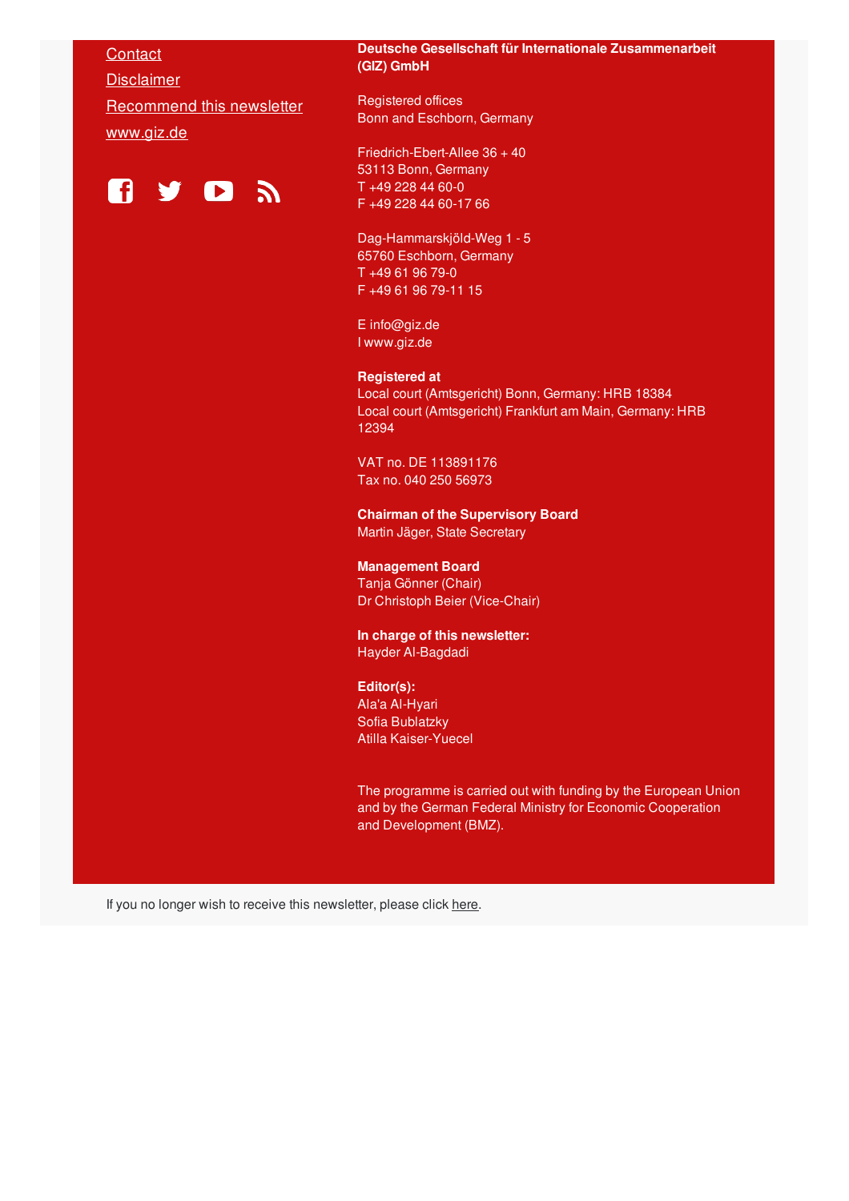[Contact](#)
[Disclaimer](#)
[Recommend this newsletter](#)
[www.giz.de](#)

**Deutsche Gesellschaft für Internationale Zusammenarbeit (GIZ) GmbH**

Registered offices
Bonn and Eschborn, Germany

Friedrich-Ebert-Allee 36 + 40
53113 Bonn, Germany
T +49 228 44 60-0
F +49 228 44 60-17 66

Dag-Hammarskjöld-Weg 1 - 5
65760 Eschborn, Germany
T +49 61 96 79-0
F +49 61 96 79-11 15

E info@giz.de
I www.giz.de

**Registered at**
Local court (Amtsgericht) Bonn, Germany: HRB 18384
Local court (Amtsgericht) Frankfurt am Main, Germany: HRB 12394

VAT no. DE 113891176
Tax no. 040 250 56973

**Chairman of the Supervisory Board**
Martin Jäger, State Secretary

**Management Board**
Tanja Gönner (Chair)
Dr Christoph Beier (Vice-Chair)

**In charge of this newsletter:**
Hayder Al-Bagdadi

**Editor(s):**
Ala'a Al-Hyari
Sofia Bublatzky
Atilla Kaiser-Yuecel

The programme is carried out with funding by the European Union and by the German Federal Ministry for Economic Cooperation and Development (BMZ).

If you no longer wish to receive this newsletter, please click [here](#).